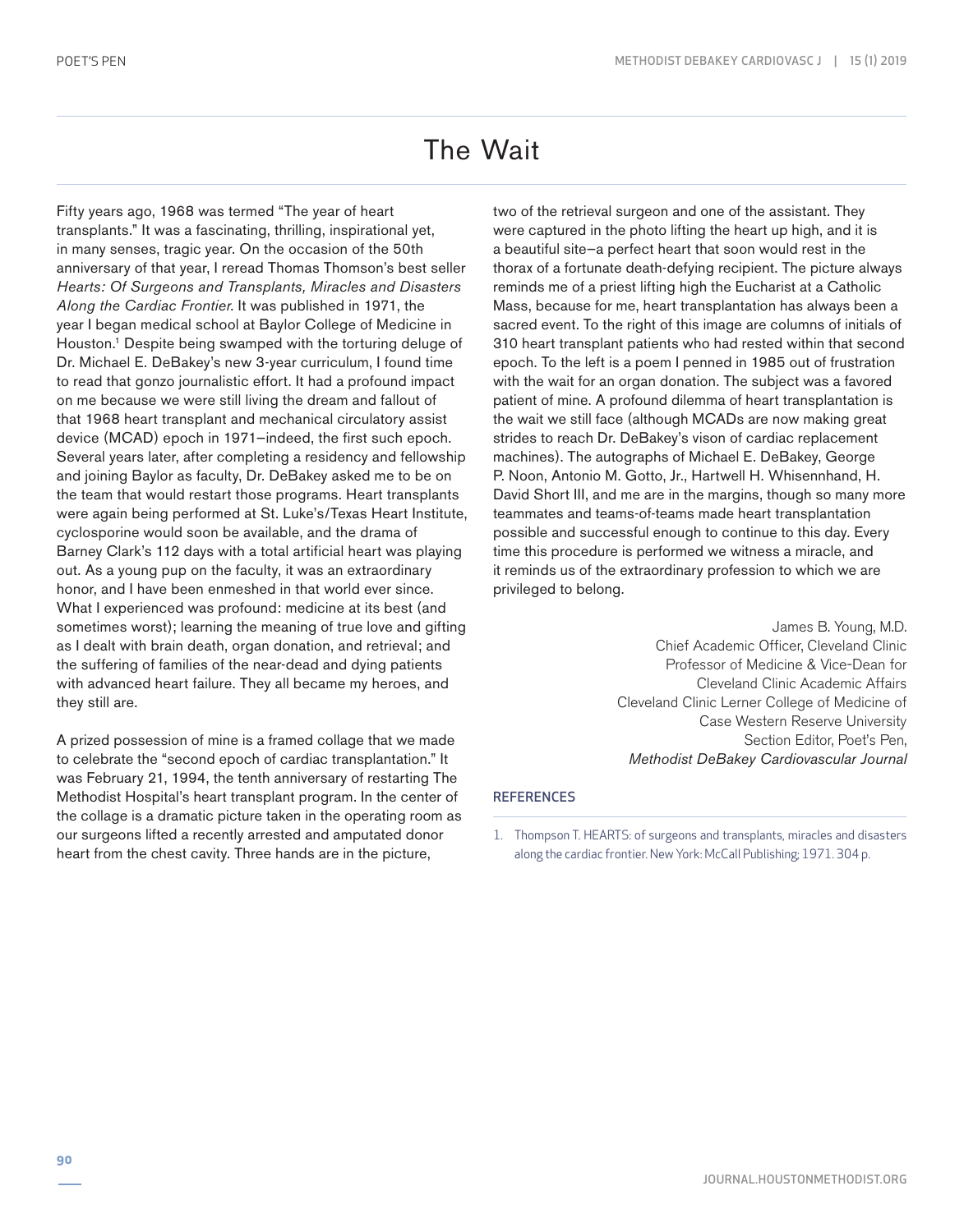# The Wait

Fifty years ago, 1968 was termed "The year of heart transplants." It was a fascinating, thrilling, inspirational yet, in many senses, tragic year. On the occasion of the 50th anniversary of that year, I reread Thomas Thomson's best seller *Hearts: Of Surgeons and Transplants, Miracles and Disasters Along the Cardiac Frontier*. It was published in 1971, the year I began medical school at Baylor College of Medicine in Houston.[1] Despite being swamped with the torturing deluge of Dr. Michael E. DeBakey's new 3-year curriculum, I found time to read that gonzo journalistic effort. It had a profound impact on me because we were still living the dream and fallout of that 1968 heart transplant and mechanical circulatory assist device (MCAD) epoch in 1971—indeed, the first such epoch. Several years later, after completing a residency and fellowship and joining Baylor as faculty, Dr. DeBakey asked me to be on the team that would restart those programs. Heart transplants were again being performed at St. Luke's/Texas Heart Institute, cyclosporine would soon be available, and the drama of Barney Clark's 112 days with a total artificial heart was playing out. As a young pup on the faculty, it was an extraordinary honor, and I have been enmeshed in that world ever since. What I experienced was profound: medicine at its best (and sometimes worst); learning the meaning of true love and gifting as I dealt with brain death, organ donation, and retrieval; and the suffering of families of the near-dead and dying patients with advanced heart failure. They all became my heroes, and they still are.

A prized possession of mine is a framed collage that we made to celebrate the "second epoch of cardiac transplantation." It was February 21, 1994, the tenth anniversary of restarting The Methodist Hospital's heart transplant program. In the center of the collage is a dramatic picture taken in the operating room as our surgeons lifted a recently arrested and amputated donor heart from the chest cavity. Three hands are in the picture, two of the retrieval surgeon and one of the assistant. They were captured in the photo lifting the heart up high, and it is a beautiful site—a perfect heart that soon would rest in the thorax of a fortunate death-defying recipient. The picture always reminds me of a priest lifting high the Eucharist at a Catholic Mass, because for me, heart transplantation has always been a sacred event. To the right of this image are columns of initials of 310 heart transplant patients who had rested within that second epoch. To the left is a poem I penned in 1985 out of frustration with the wait for an organ donation. The subject was a favored patient of mine. A profound dilemma of heart transplantation is the wait we still face (although MCADs are now making great strides to reach Dr. DeBakey's vison of cardiac replacement machines). The autographs of Michael E. DeBakey, George P. Noon, Antonio M. Gotto, Jr., Hartwell H. Whisennhand, H. David Short III, and me are in the margins, though so many more teammates and teams-of-teams made heart transplantation possible and successful enough to continue to this day. Every time this procedure is performed we witness a miracle, and it reminds us of the extraordinary profession to which we are privileged to belong.

James B. Young, M.D.
Chief Academic Officer, Cleveland Clinic
Professor of Medicine & Vice-Dean for
Cleveland Clinic Academic Affairs
Cleveland Clinic Lerner College of Medicine of
Case Western Reserve University
Section Editor, Poet's Pen,
*Methodist DeBakey Cardiovascular Journal*

## REFERENCES

1. Thompson T. HEARTS: of surgeons and transplants, miracles and disasters along the cardiac frontier. New York: McCall Publishing; 1971. 304 p.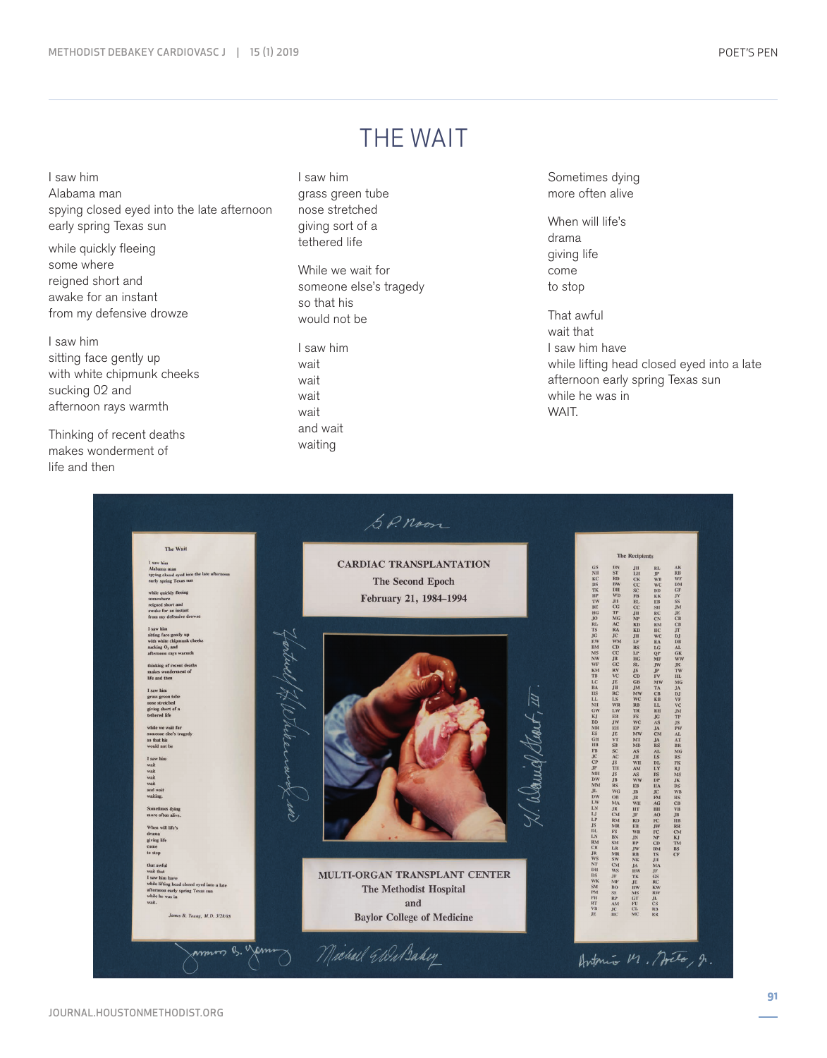# THE WAIT

I saw him
Alabama man
spying closed eyed into the late afternoon
early spring Texas sun

while quickly fleeing
some where
reigned short and
awake for an instant
from my defensive drowze

I saw him
sitting face gently up
with white chipmunk cheeks
sucking 02 and
afternoon rays warmth

Thinking of recent deaths
makes wonderment of
life and then

I saw him
grass green tube
nose stretched
giving sort of a
tethered life

While we wait for
someone else's tragedy
so that his
would not be

I saw him
wait
wait
wait
wait
and wait
waiting

Sometimes dying
more often alive

When will life's
drama
giving life
come
to stop

That awful
wait that
I saw him have
while lifting head closed eyed into a late
afternoon early spring Texas sun
while he was in
WAIT.